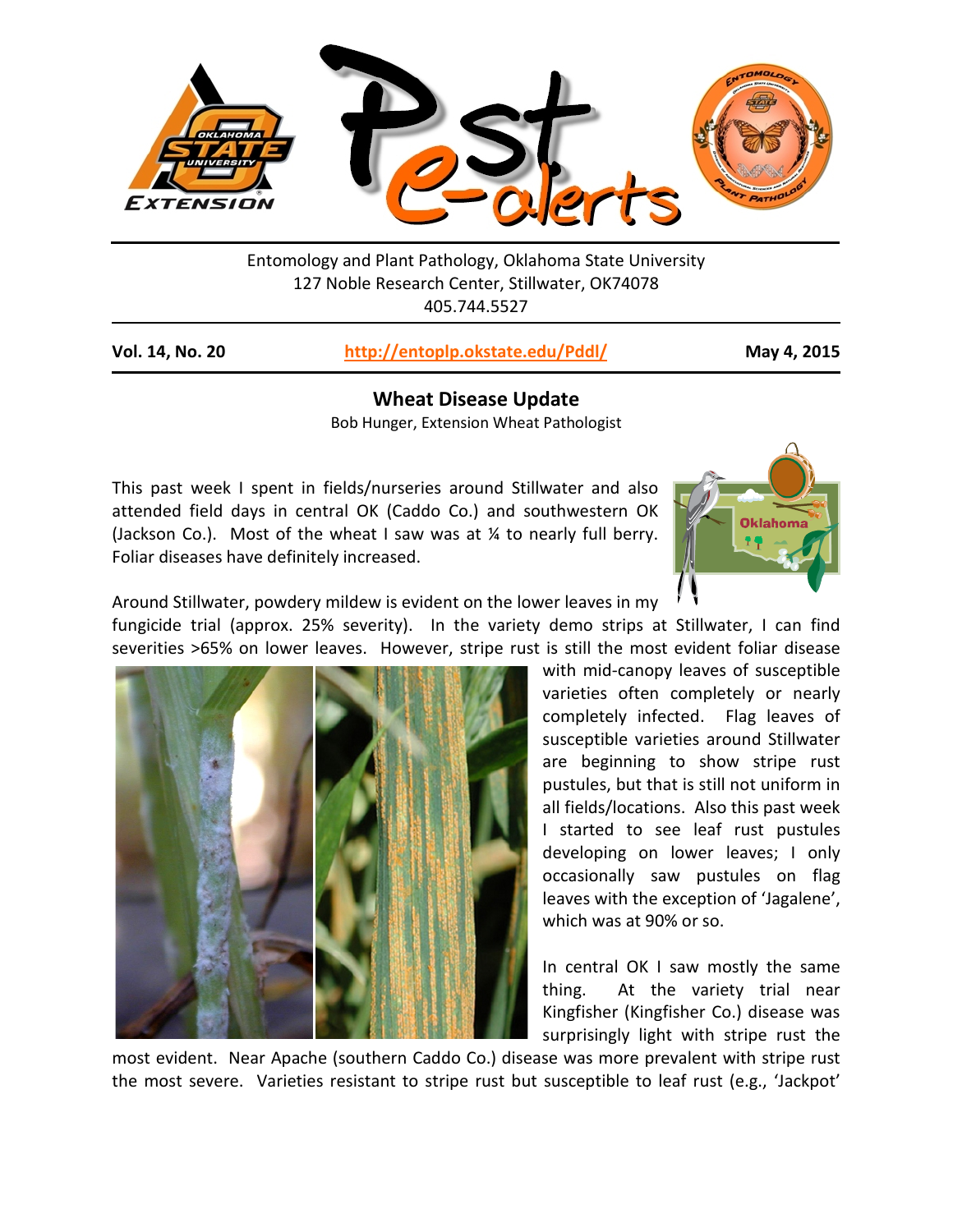Entomology and Plant Pathology, Oklahoma State University
127 Noble Research Center, Stillwater, OK74078
405.744.5527

**Vol. 14, No. 20** | **http://entoplp.okstate.edu/Pddl/** | **May 4, 2015**

## Wheat Disease Update

Bob Hunger, Extension Wheat Pathologist

This past week I spent in fields/nurseries around Stillwater and also attended field days in central OK (Caddo Co.) and southwestern OK (Jackson Co.). Most of the wheat I saw was at ¼ to nearly full berry. Foliar diseases have definitely increased.

Around Stillwater, powdery mildew is evident on the lower leaves in my fungicide trial (approx. 25% severity). In the variety demo strips at Stillwater, I can find severities >65% on lower leaves. However, stripe rust is still the most evident foliar disease with mid-canopy leaves of susceptible varieties often completely or nearly completely infected. Flag leaves of susceptible varieties around Stillwater are beginning to show stripe rust pustules, but that is still not uniform in all fields/locations. Also this past week I started to see leaf rust pustules developing on lower leaves; I only occasionally saw pustules on flag leaves with the exception of 'Jagalene', which was at 90% or so.

In central OK I saw mostly the same thing. At the variety trial near Kingfisher (Kingfisher Co.) disease was surprisingly light with stripe rust the most evident. Near Apache (southern Caddo Co.) disease was more prevalent with stripe rust the most severe. Varieties resistant to stripe rust but susceptible to leaf rust (e.g., 'Jackpot'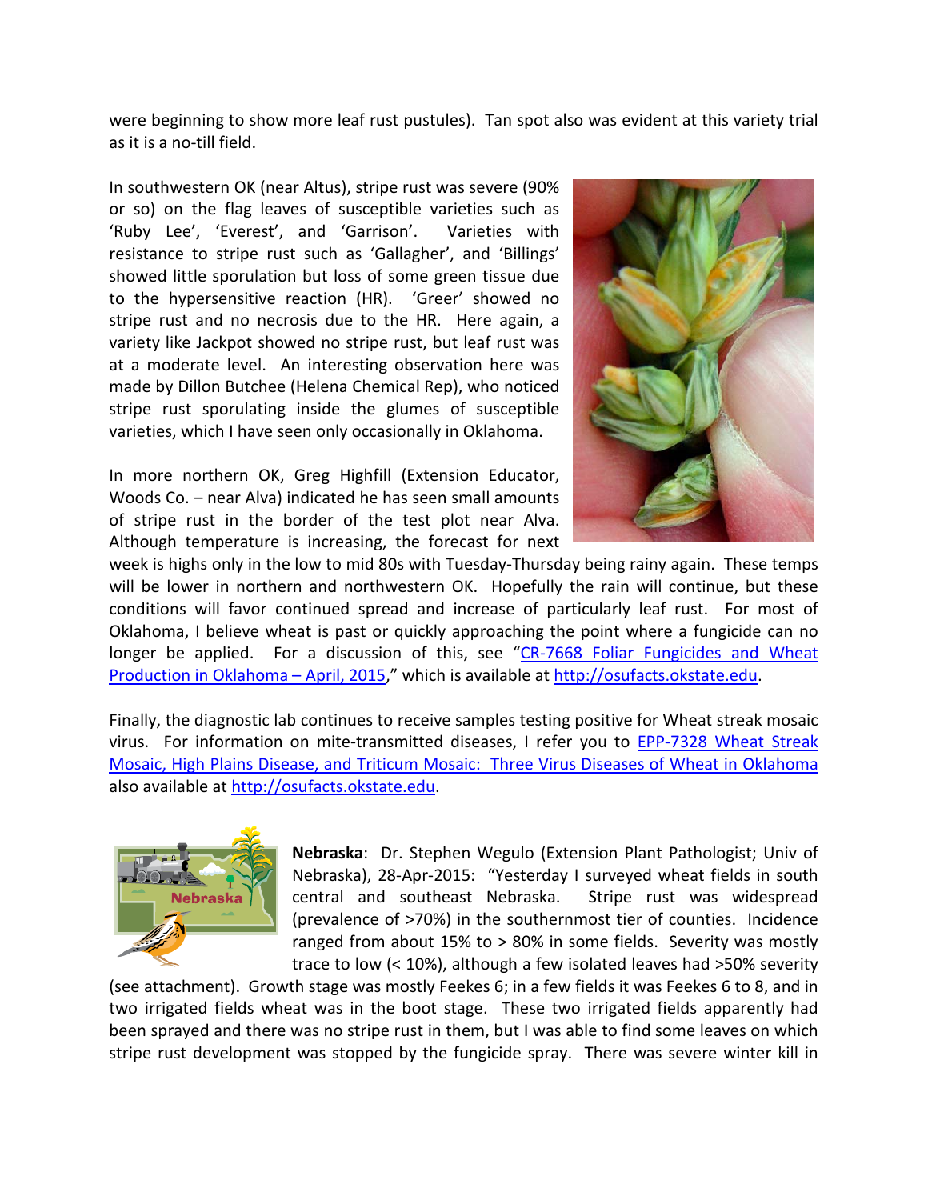were beginning to show more leaf rust pustules). Tan spot also was evident at this variety trial as it is a no-till field.

In southwestern OK (near Altus), stripe rust was severe (90% or so) on the flag leaves of susceptible varieties such as 'Ruby Lee', 'Everest', and 'Garrison'. Varieties with resistance to stripe rust such as 'Gallagher', and 'Billings' showed little sporulation but loss of some green tissue due to the hypersensitive reaction (HR). 'Greer' showed no stripe rust and no necrosis due to the HR. Here again, a variety like Jackpot showed no stripe rust, but leaf rust was at a moderate level. An interesting observation here was made by Dillon Butchee (Helena Chemical Rep), who noticed stripe rust sporulating inside the glumes of susceptible varieties, which I have seen only occasionally in Oklahoma.

In more northern OK, Greg Highfill (Extension Educator, Woods Co. – near Alva) indicated he has seen small amounts of stripe rust in the border of the test plot near Alva. Although temperature is increasing, the forecast for next week is highs only in the low to mid 80s with Tuesday-Thursday being rainy again. These temps will be lower in northern and northwestern OK. Hopefully the rain will continue, but these conditions will favor continued spread and increase of particularly leaf rust. For most of Oklahoma, I believe wheat is past or quickly approaching the point where a fungicide can no longer be applied. For a discussion of this, see "CR-7668 Foliar Fungicides and Wheat Production in Oklahoma – April, 2015," which is available at http://osufacts.okstate.edu.

Finally, the diagnostic lab continues to receive samples testing positive for Wheat streak mosaic virus. For information on mite-transmitted diseases, I refer you to EPP-7328 Wheat Streak Mosaic, High Plains Disease, and Triticum Mosaic: Three Virus Diseases of Wheat in Oklahoma also available at http://osufacts.okstate.edu.

**Nebraska**: Dr. Stephen Wegulo (Extension Plant Pathologist; Univ of Nebraska), 28-Apr-2015: "Yesterday I surveyed wheat fields in south central and southeast Nebraska. Stripe rust was widespread (prevalence of >70%) in the southernmost tier of counties. Incidence ranged from about 15% to > 80% in some fields. Severity was mostly trace to low (< 10%), although a few isolated leaves had >50% severity (see attachment). Growth stage was mostly Feekes 6; in a few fields it was Feekes 6 to 8, and in two irrigated fields wheat was in the boot stage. These two irrigated fields apparently had been sprayed and there was no stripe rust in them, but I was able to find some leaves on which stripe rust development was stopped by the fungicide spray. There was severe winter kill in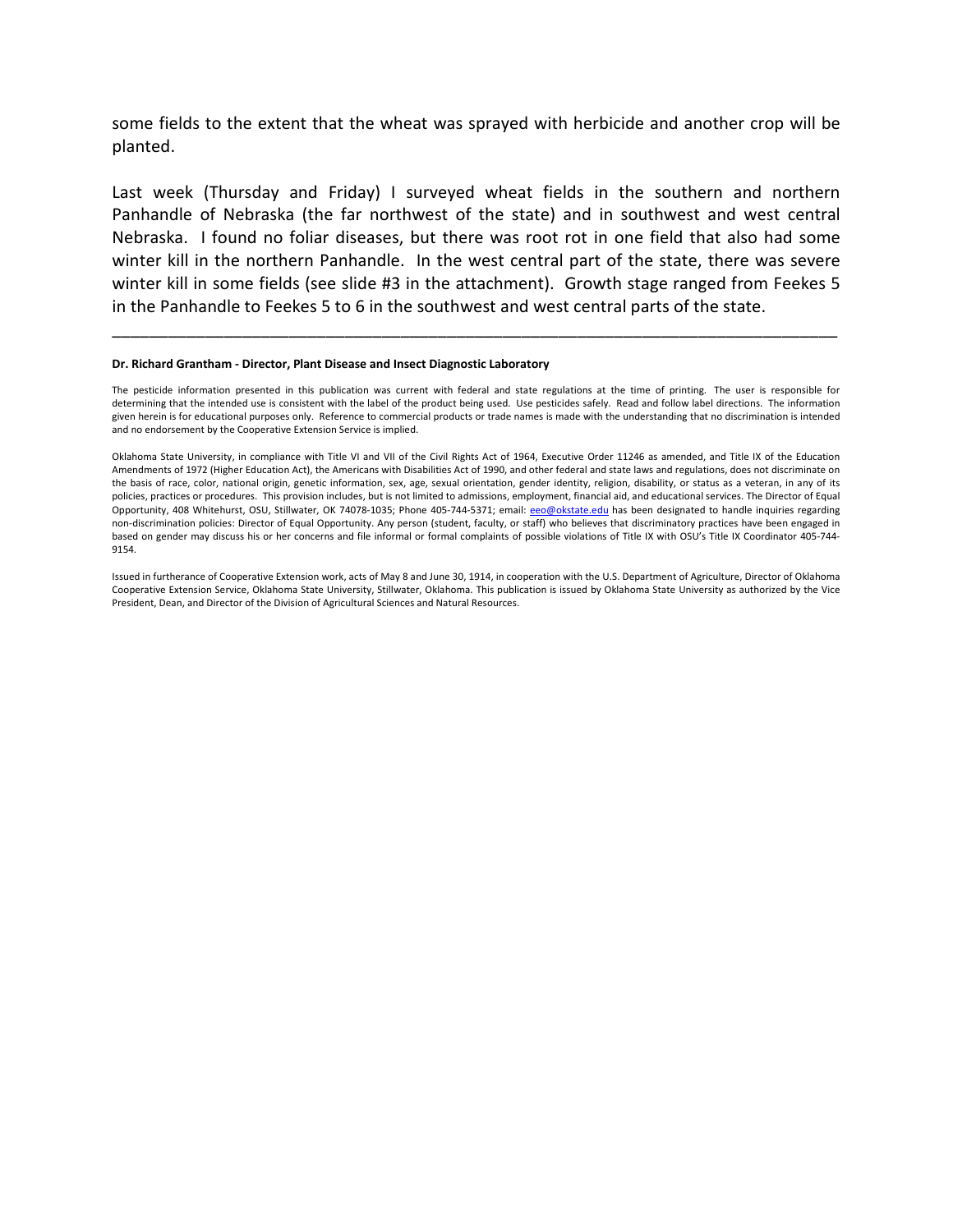some fields to the extent that the wheat was sprayed with herbicide and another crop will be planted.

Last week (Thursday and Friday) I surveyed wheat fields in the southern and northern Panhandle of Nebraska (the far northwest of the state) and in southwest and west central Nebraska. I found no foliar diseases, but there was root rot in one field that also had some winter kill in the northern Panhandle. In the west central part of the state, there was severe winter kill in some fields (see slide #3 in the attachment). Growth stage ranged from Feekes 5 in the Panhandle to Feekes 5 to 6 in the southwest and west central parts of the state.

---

**Dr. Richard Grantham - Director, Plant Disease and Insect Diagnostic Laboratory**

The pesticide information presented in this publication was current with federal and state regulations at the time of printing. The user is responsible for determining that the intended use is consistent with the label of the product being used. Use pesticides safely. Read and follow label directions. The information given herein is for educational purposes only. Reference to commercial products or trade names is made with the understanding that no discrimination is intended and no endorsement by the Cooperative Extension Service is implied.

Oklahoma State University, in compliance with Title VI and VII of the Civil Rights Act of 1964, Executive Order 11246 as amended, and Title IX of the Education Amendments of 1972 (Higher Education Act), the Americans with Disabilities Act of 1990, and other federal and state laws and regulations, does not discriminate on the basis of race, color, national origin, genetic information, sex, age, sexual orientation, gender identity, religion, disability, or status as a veteran, in any of its policies, practices or procedures. This provision includes, but is not limited to admissions, employment, financial aid, and educational services. The Director of Equal Opportunity, 408 Whitehurst, OSU, Stillwater, OK 74078-1035; Phone 405-744-5371; email: eeo@okstate.edu has been designated to handle inquiries regarding non-discrimination policies: Director of Equal Opportunity. Any person (student, faculty, or staff) who believes that discriminatory practices have been engaged in based on gender may discuss his or her concerns and file informal or formal complaints of possible violations of Title IX with OSU's Title IX Coordinator 405-744-9154.

Issued in furtherance of Cooperative Extension work, acts of May 8 and June 30, 1914, in cooperation with the U.S. Department of Agriculture, Director of Oklahoma Cooperative Extension Service, Oklahoma State University, Stillwater, Oklahoma. This publication is issued by Oklahoma State University as authorized by the Vice President, Dean, and Director of the Division of Agricultural Sciences and Natural Resources.